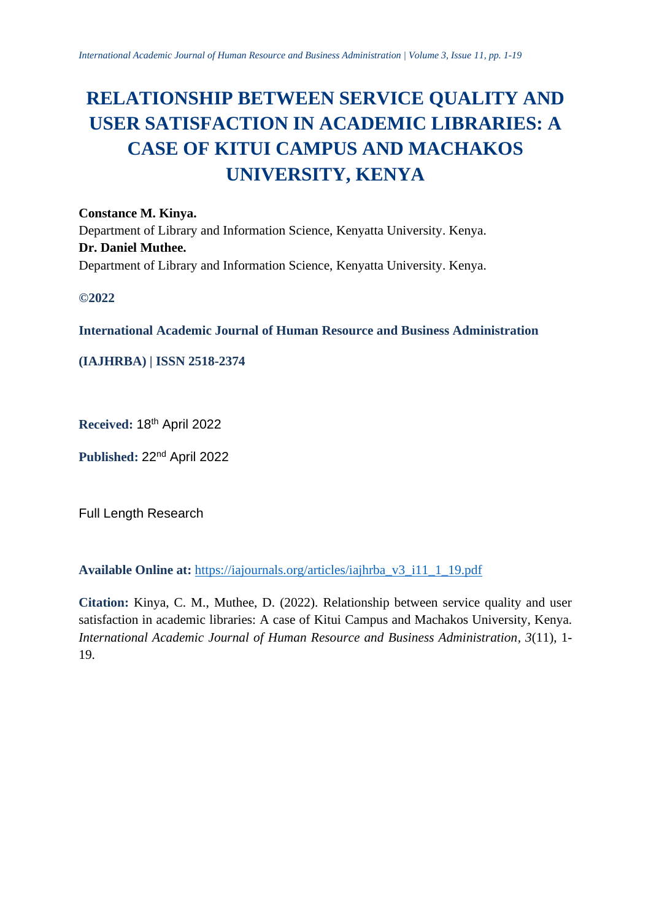# RELATIONSHIP BETWEEN SERVICE QUALITY AND USER SATISFACTION IN ACADEMIC LIBRARIES: A CASE OF KITUI CAMPUS AND MACHAKOS UNIVERSITY, KENYA

**Constance M. Kinya.**
Department of Library and Information Science, Kenyatta University. Kenya.
**Dr. Daniel Muthee.**
Department of Library and Information Science, Kenyatta University. Kenya.

**©2022**

**International Academic Journal of Human Resource and Business Administration**

**(IAJHRBA) | ISSN 2518-2374**

**Received:** 18th April 2022

**Published:** 22nd April 2022

Full Length Research

**Available Online at:** https://iajournals.org/articles/iajhrba_v3_i11_1_19.pdf

**Citation:** Kinya, C. M., Muthee, D. (2022). Relationship between service quality and user satisfaction in academic libraries: A case of Kitui Campus and Machakos University, Kenya. *International Academic Journal of Human Resource and Business Administration*, *3*(11), 1-19.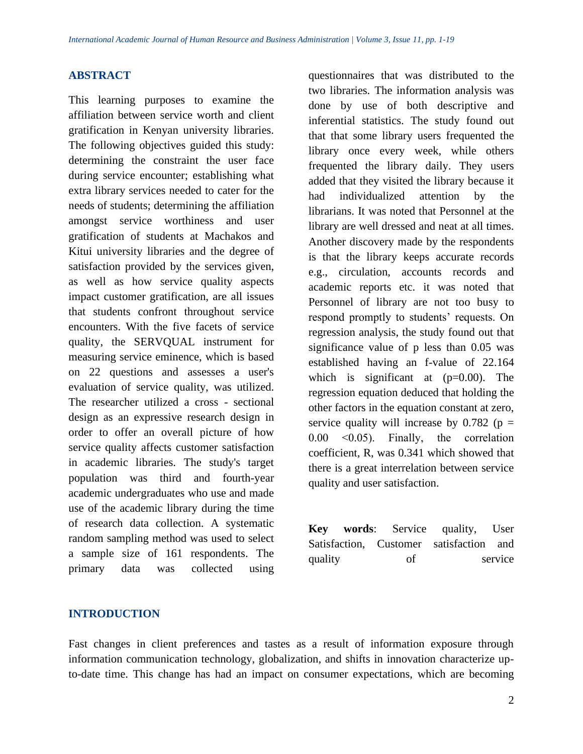## ABSTRACT

This learning purposes to examine the affiliation between service worth and client gratification in Kenyan university libraries. The following objectives guided this study: determining the constraint the user face during service encounter; establishing what extra library services needed to cater for the needs of students; determining the affiliation amongst service worthiness and user gratification of students at Machakos and Kitui university libraries and the degree of satisfaction provided by the services given, as well as how service quality aspects impact customer gratification, are all issues that students confront throughout service encounters. With the five facets of service quality, the SERVQUAL instrument for measuring service eminence, which is based on 22 questions and assesses a user's evaluation of service quality, was utilized. The researcher utilized a cross - sectional design as an expressive research design in order to offer an overall picture of how service quality affects customer satisfaction in academic libraries. The study's target population was third and fourth-year academic undergraduates who use and made use of the academic library during the time of research data collection. A systematic random sampling method was used to select a sample size of 161 respondents. The primary data was collected using questionnaires that was distributed to the two libraries. The information analysis was done by use of both descriptive and inferential statistics. The study found out that that some library users frequented the library once every week, while others frequented the library daily. They users added that they visited the library because it had individualized attention by the librarians. It was noted that Personnel at the library are well dressed and neat at all times. Another discovery made by the respondents is that the library keeps accurate records e.g., circulation, accounts records and academic reports etc. it was noted that Personnel of library are not too busy to respond promptly to students' requests. On regression analysis, the study found out that significance value of p less than 0.05 was established having an f-value of 22.164 which is significant at ($p=0.00$). The regression equation deduced that holding the other factors in the equation constant at zero, service quality will increase by 0.782 ($p = 0.00 < 0.05$). Finally, the correlation coefficient, R, was 0.341 which showed that there is a great interrelation between service quality and user satisfaction.

**Key words**: Service quality, User Satisfaction, Customer satisfaction and quality of service

## INTRODUCTION

Fast changes in client preferences and tastes as a result of information exposure through information communication technology, globalization, and shifts in innovation characterize up-to-date time. This change has had an impact on consumer expectations, which are becoming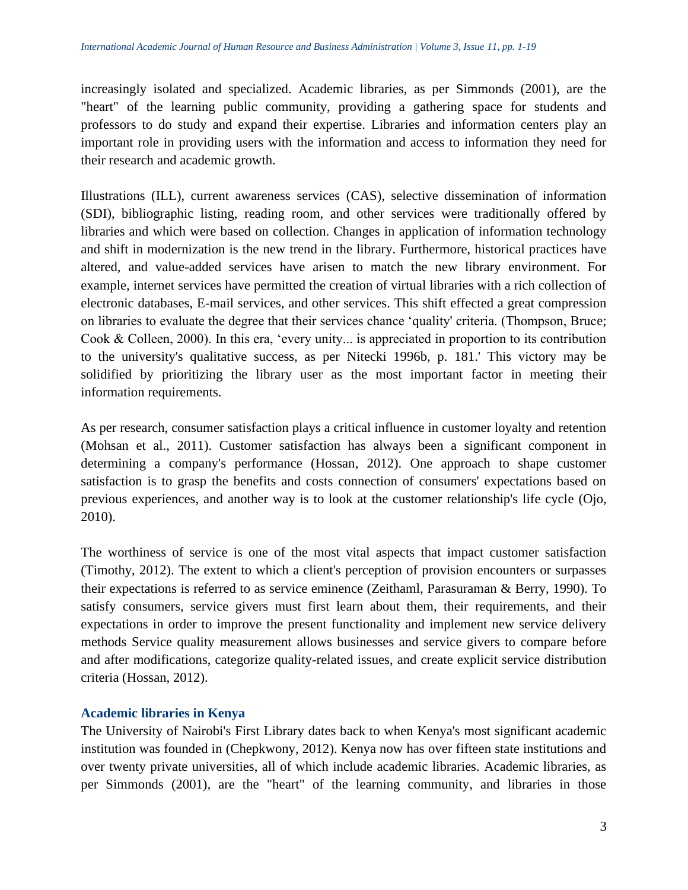increasingly isolated and specialized. Academic libraries, as per Simmonds (2001), are the "heart" of the learning public community, providing a gathering space for students and professors to do study and expand their expertise. Libraries and information centers play an important role in providing users with the information and access to information they need for their research and academic growth.

Illustrations (ILL), current awareness services (CAS), selective dissemination of information (SDI), bibliographic listing, reading room, and other services were traditionally offered by libraries and which were based on collection. Changes in application of information technology and shift in modernization is the new trend in the library. Furthermore, historical practices have altered, and value-added services have arisen to match the new library environment. For example, internet services have permitted the creation of virtual libraries with a rich collection of electronic databases, E-mail services, and other services. This shift effected a great compression on libraries to evaluate the degree that their services chance 'quality' criteria. (Thompson, Bruce; Cook & Colleen, 2000). In this era, 'every unity... is appreciated in proportion to its contribution to the university's qualitative success, as per Nitecki 1996b, p. 181.' This victory may be solidified by prioritizing the library user as the most important factor in meeting their information requirements.

As per research, consumer satisfaction plays a critical influence in customer loyalty and retention (Mohsan et al., 2011). Customer satisfaction has always been a significant component in determining a company's performance (Hossan, 2012). One approach to shape customer satisfaction is to grasp the benefits and costs connection of consumers' expectations based on previous experiences, and another way is to look at the customer relationship's life cycle (Ojo, 2010).

The worthiness of service is one of the most vital aspects that impact customer satisfaction (Timothy, 2012). The extent to which a client's perception of provision encounters or surpasses their expectations is referred to as service eminence (Zeithaml, Parasuraman & Berry, 1990). To satisfy consumers, service givers must first learn about them, their requirements, and their expectations in order to improve the present functionality and implement new service delivery methods Service quality measurement allows businesses and service givers to compare before and after modifications, categorize quality-related issues, and create explicit service distribution criteria (Hossan, 2012).

## Academic libraries in Kenya

The University of Nairobi's First Library dates back to when Kenya's most significant academic institution was founded in (Chepkwony, 2012). Kenya now has over fifteen state institutions and over twenty private universities, all of which include academic libraries. Academic libraries, as per Simmonds (2001), are the "heart" of the learning community, and libraries in those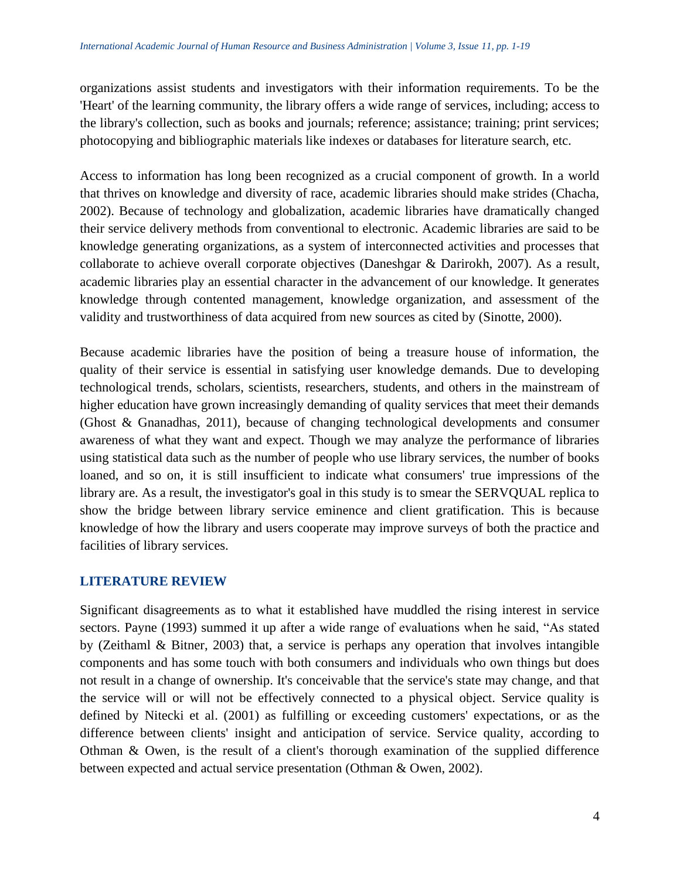organizations assist students and investigators with their information requirements. To be the 'Heart' of the learning community, the library offers a wide range of services, including; access to the library's collection, such as books and journals; reference; assistance; training; print services; photocopying and bibliographic materials like indexes or databases for literature search, etc.

Access to information has long been recognized as a crucial component of growth. In a world that thrives on knowledge and diversity of race, academic libraries should make strides (Chacha, 2002). Because of technology and globalization, academic libraries have dramatically changed their service delivery methods from conventional to electronic. Academic libraries are said to be knowledge generating organizations, as a system of interconnected activities and processes that collaborate to achieve overall corporate objectives (Daneshgar & Darirokh, 2007). As a result, academic libraries play an essential character in the advancement of our knowledge. It generates knowledge through contented management, knowledge organization, and assessment of the validity and trustworthiness of data acquired from new sources as cited by (Sinotte, 2000).

Because academic libraries have the position of being a treasure house of information, the quality of their service is essential in satisfying user knowledge demands. Due to developing technological trends, scholars, scientists, researchers, students, and others in the mainstream of higher education have grown increasingly demanding of quality services that meet their demands (Ghost & Gnanadhas, 2011), because of changing technological developments and consumer awareness of what they want and expect. Though we may analyze the performance of libraries using statistical data such as the number of people who use library services, the number of books loaned, and so on, it is still insufficient to indicate what consumers' true impressions of the library are. As a result, the investigator's goal in this study is to smear the SERVQUAL replica to show the bridge between library service eminence and client gratification. This is because knowledge of how the library and users cooperate may improve surveys of both the practice and facilities of library services.

## LITERATURE REVIEW

Significant disagreements as to what it established have muddled the rising interest in service sectors. Payne (1993) summed it up after a wide range of evaluations when he said, "As stated by (Zeithaml & Bitner, 2003) that, a service is perhaps any operation that involves intangible components and has some touch with both consumers and individuals who own things but does not result in a change of ownership. It's conceivable that the service's state may change, and that the service will or will not be effectively connected to a physical object. Service quality is defined by Nitecki et al. (2001) as fulfilling or exceeding customers' expectations, or as the difference between clients' insight and anticipation of service. Service quality, according to Othman & Owen, is the result of a client's thorough examination of the supplied difference between expected and actual service presentation (Othman & Owen, 2002).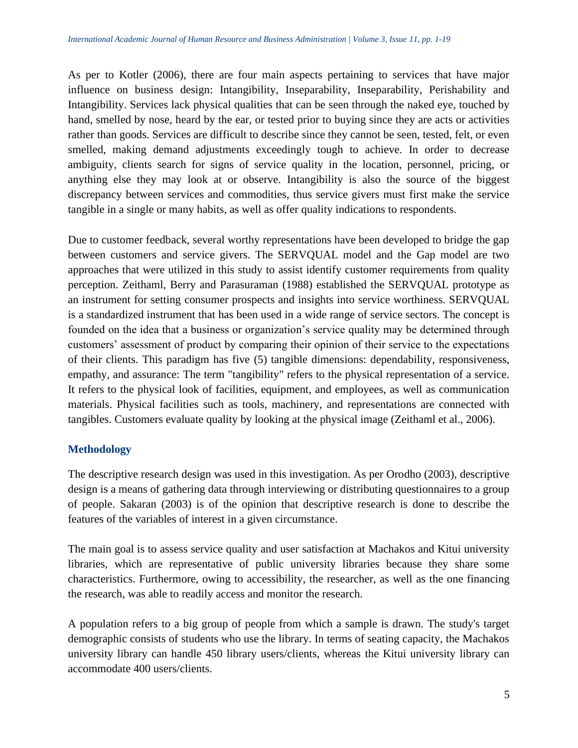As per to Kotler (2006), there are four main aspects pertaining to services that have major influence on business design: Intangibility, Inseparability, Inseparability, Perishability and Intangibility. Services lack physical qualities that can be seen through the naked eye, touched by hand, smelled by nose, heard by the ear, or tested prior to buying since they are acts or activities rather than goods. Services are difficult to describe since they cannot be seen, tested, felt, or even smelled, making demand adjustments exceedingly tough to achieve. In order to decrease ambiguity, clients search for signs of service quality in the location, personnel, pricing, or anything else they may look at or observe. Intangibility is also the source of the biggest discrepancy between services and commodities, thus service givers must first make the service tangible in a single or many habits, as well as offer quality indications to respondents.

Due to customer feedback, several worthy representations have been developed to bridge the gap between customers and service givers. The SERVQUAL model and the Gap model are two approaches that were utilized in this study to assist identify customer requirements from quality perception. Zeithaml, Berry and Parasuraman (1988) established the SERVQUAL prototype as an instrument for setting consumer prospects and insights into service worthiness. SERVQUAL is a standardized instrument that has been used in a wide range of service sectors. The concept is founded on the idea that a business or organization's service quality may be determined through customers' assessment of product by comparing their opinion of their service to the expectations of their clients. This paradigm has five (5) tangible dimensions: dependability, responsiveness, empathy, and assurance: The term "tangibility" refers to the physical representation of a service. It refers to the physical look of facilities, equipment, and employees, as well as communication materials. Physical facilities such as tools, machinery, and representations are connected with tangibles. Customers evaluate quality by looking at the physical image (Zeithaml et al., 2006).

## Methodology

The descriptive research design was used in this investigation. As per Orodho (2003), descriptive design is a means of gathering data through interviewing or distributing questionnaires to a group of people. Sakaran (2003) is of the opinion that descriptive research is done to describe the features of the variables of interest in a given circumstance.

The main goal is to assess service quality and user satisfaction at Machakos and Kitui university libraries, which are representative of public university libraries because they share some characteristics. Furthermore, owing to accessibility, the researcher, as well as the one financing the research, was able to readily access and monitor the research.

A population refers to a big group of people from which a sample is drawn. The study's target demographic consists of students who use the library. In terms of seating capacity, the Machakos university library can handle 450 library users/clients, whereas the Kitui university library can accommodate 400 users/clients.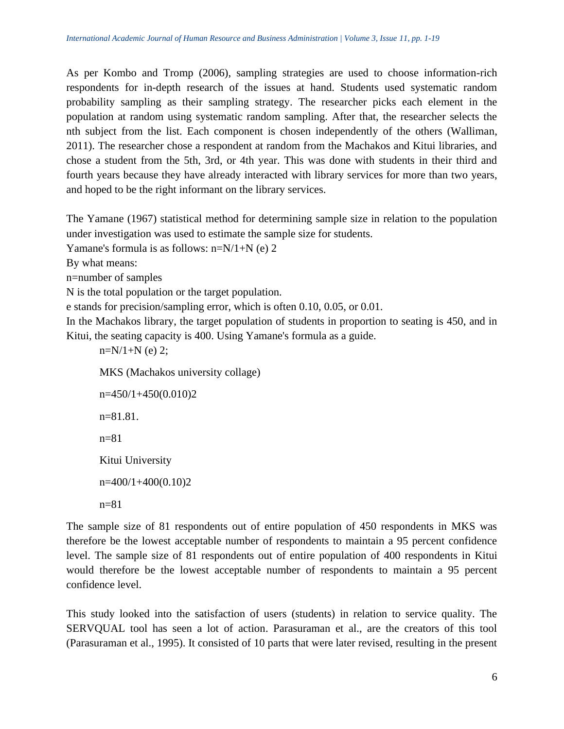As per Kombo and Tromp (2006), sampling strategies are used to choose information-rich respondents for in-depth research of the issues at hand. Students used systematic random probability sampling as their sampling strategy. The researcher picks each element in the population at random using systematic random sampling. After that, the researcher selects the nth subject from the list. Each component is chosen independently of the others (Walliman, 2011). The researcher chose a respondent at random from the Machakos and Kitui libraries, and chose a student from the 5th, 3rd, or 4th year. This was done with students in their third and fourth years because they have already interacted with library services for more than two years, and hoped to be the right informant on the library services.

The Yamane (1967) statistical method for determining sample size in relation to the population under investigation was used to estimate the sample size for students.

Yamane's formula is as follows: $n=N/1+N(e)2$

By what means:

n=number of samples

N is the total population or the target population.

e stands for precision/sampling error, which is often 0.10, 0.05, or 0.01.

In the Machakos library, the target population of students in proportion to seating is 450, and in Kitui, the seating capacity is 400. Using Yamane's formula as a guide.

$n=N/1+N(e)2$;

MKS (Machakos university collage)

$n=450/1+450(0.010)2$

$n=81.81.$

$n=81$

Kitui University

$n=400/1+400(0.10)2$

$n=81$

The sample size of 81 respondents out of entire population of 450 respondents in MKS was therefore be the lowest acceptable number of respondents to maintain a 95 percent confidence level. The sample size of 81 respondents out of entire population of 400 respondents in Kitui would therefore be the lowest acceptable number of respondents to maintain a 95 percent confidence level.

This study looked into the satisfaction of users (students) in relation to service quality. The SERVQUAL tool has seen a lot of action. Parasuraman et al., are the creators of this tool (Parasuraman et al., 1995). It consisted of 10 parts that were later revised, resulting in the present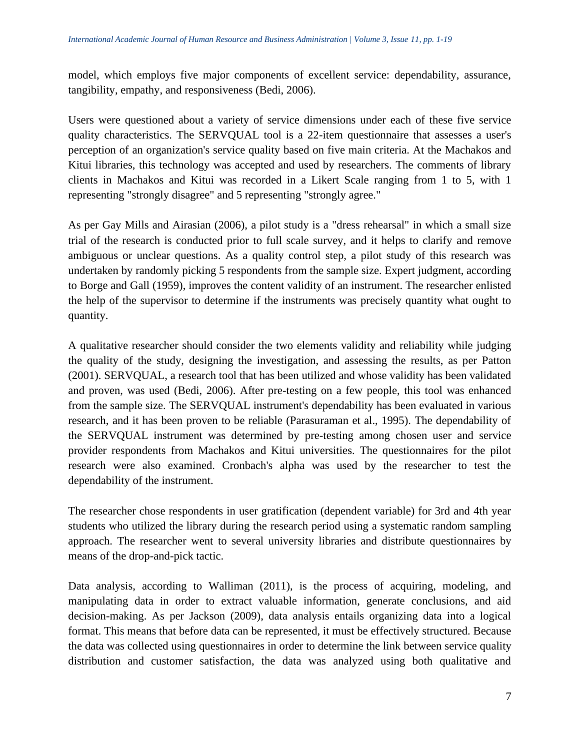model, which employs five major components of excellent service: dependability, assurance, tangibility, empathy, and responsiveness (Bedi, 2006).

Users were questioned about a variety of service dimensions under each of these five service quality characteristics. The SERVQUAL tool is a 22-item questionnaire that assesses a user's perception of an organization's service quality based on five main criteria. At the Machakos and Kitui libraries, this technology was accepted and used by researchers. The comments of library clients in Machakos and Kitui was recorded in a Likert Scale ranging from 1 to 5, with 1 representing "strongly disagree" and 5 representing "strongly agree."

As per Gay Mills and Airasian (2006), a pilot study is a "dress rehearsal" in which a small size trial of the research is conducted prior to full scale survey, and it helps to clarify and remove ambiguous or unclear questions. As a quality control step, a pilot study of this research was undertaken by randomly picking 5 respondents from the sample size. Expert judgment, according to Borge and Gall (1959), improves the content validity of an instrument. The researcher enlisted the help of the supervisor to determine if the instruments was precisely quantity what ought to quantity.

A qualitative researcher should consider the two elements validity and reliability while judging the quality of the study, designing the investigation, and assessing the results, as per Patton (2001). SERVQUAL, a research tool that has been utilized and whose validity has been validated and proven, was used (Bedi, 2006). After pre-testing on a few people, this tool was enhanced from the sample size. The SERVQUAL instrument's dependability has been evaluated in various research, and it has been proven to be reliable (Parasuraman et al., 1995). The dependability of the SERVQUAL instrument was determined by pre-testing among chosen user and service provider respondents from Machakos and Kitui universities. The questionnaires for the pilot research were also examined. Cronbach's alpha was used by the researcher to test the dependability of the instrument.

The researcher chose respondents in user gratification (dependent variable) for 3rd and 4th year students who utilized the library during the research period using a systematic random sampling approach. The researcher went to several university libraries and distribute questionnaires by means of the drop-and-pick tactic.

Data analysis, according to Walliman (2011), is the process of acquiring, modeling, and manipulating data in order to extract valuable information, generate conclusions, and aid decision-making. As per Jackson (2009), data analysis entails organizing data into a logical format. This means that before data can be represented, it must be effectively structured. Because the data was collected using questionnaires in order to determine the link between service quality distribution and customer satisfaction, the data was analyzed using both qualitative and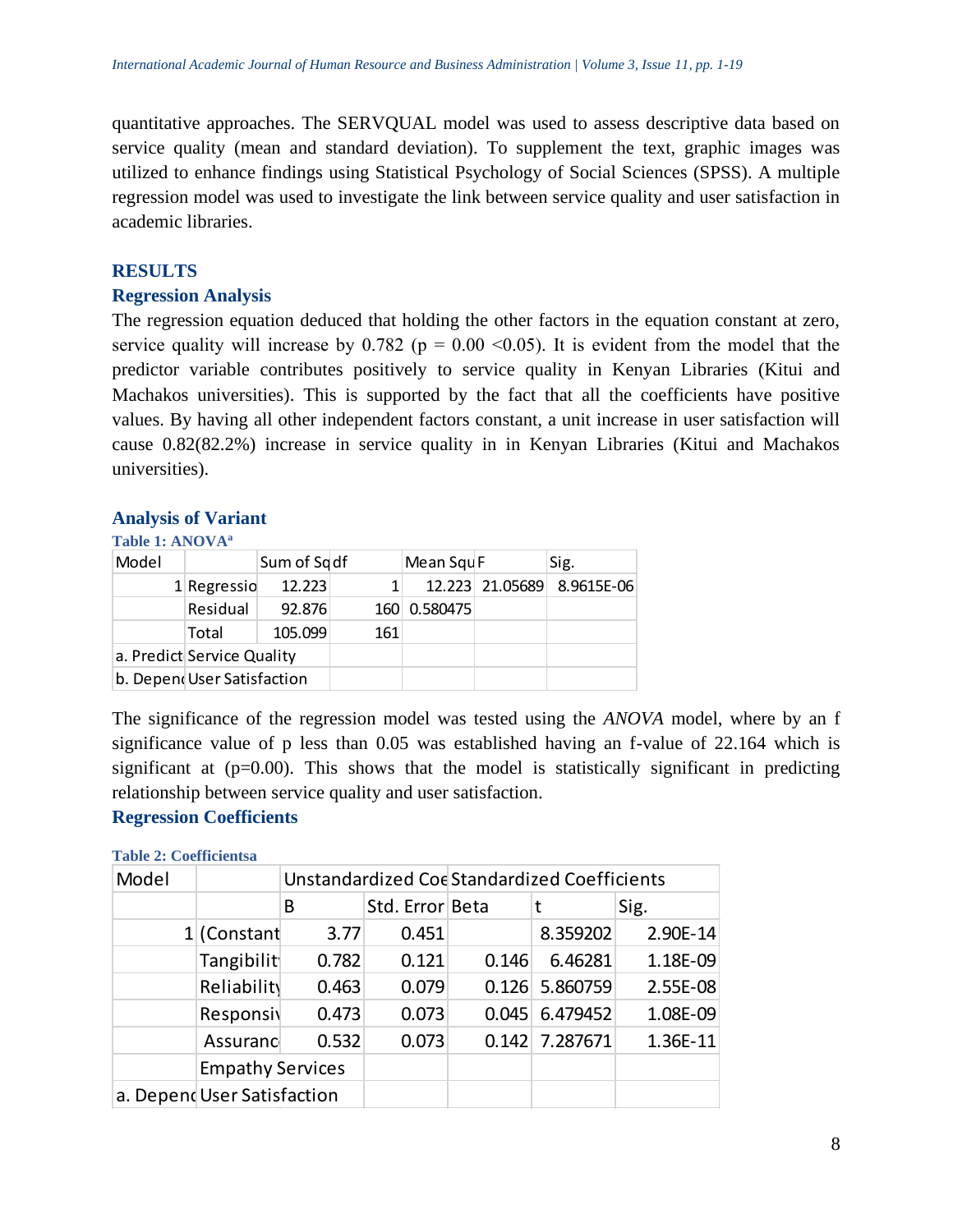quantitative approaches. The SERVQUAL model was used to assess descriptive data based on service quality (mean and standard deviation). To supplement the text, graphic images was utilized to enhance findings using Statistical Psychology of Social Sciences (SPSS). A multiple regression model was used to investigate the link between service quality and user satisfaction in academic libraries.

## RESULTS

### Regression Analysis

The regression equation deduced that holding the other factors in the equation constant at zero, service quality will increase by 0.782 ($p = 0.00 < 0.05$). It is evident from the model that the predictor variable contributes positively to service quality in Kenyan Libraries (Kitui and Machakos universities). This is supported by the fact that all the coefficients have positive values. By having all other independent factors constant, a unit increase in user satisfaction will cause 0.82(82.2%) increase in service quality in in Kenyan Libraries (Kitui and Machakos universities).

### Analysis of Variant

**Table 1: ANOVA[a]**

| Model | | Sum of Sq | df | Mean Squ | F | Sig. |
|---|---|---|---|---|---|---|
| 1 | Regressio | 12.223 | 1 | 12.223 | 21.05689 | 8.9615E-06 |
| | Residual | 92.876 | 160 | 0.580475 | | |
| | Total | 105.099 | 161 | | | |
| a. Predict | Service Quality | | | | | |
| b. Depen | User Satisfaction | | | | | |

The significance of the regression model was tested using the *ANOVA* model, where by an f significance value of p less than 0.05 was established having an f-value of 22.164 which is significant at ($p=0.00$). This shows that the model is statistically significant in predicting relationship between service quality and user satisfaction.

### Regression Coefficients

**Table 2: Coefficientsa**

| Model | | Unstandardized Coe | | Standardized Coefficients | | |
|---|---|---|---|---|---|---|
| | | B | Std. Error | Beta | t | Sig. |
| 1 | (Constant | 3.77 | 0.451 | | 8.359202 | 2.90E-14 |
| | Tangibilit | 0.782 | 0.121 | 0.146 | 6.46281 | 1.18E-09 |
| | Reliability | 0.463 | 0.079 | 0.126 | 5.860759 | 2.55E-08 |
| | Responsi | 0.473 | 0.073 | 0.045 | 6.479452 | 1.08E-09 |
| | Assuranc | 0.532 | 0.073 | 0.142 | 7.287671 | 1.36E-11 |
| | Empathy Services | | | | | |
| a. Depend | User Satisfaction | | | | | |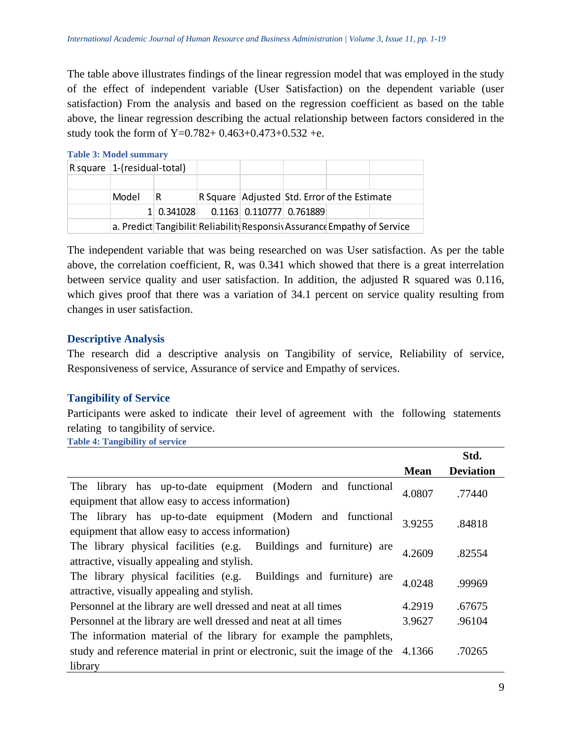The table above illustrates findings of the linear regression model that was employed in the study of the effect of independent variable (User Satisfaction) on the dependent variable (user satisfaction) From the analysis and based on the regression coefficient as based on the table above, the linear regression describing the actual relationship between factors considered in the study took the form of Y=0.782+ 0.463+0.473+0.532 +e.

**Table 3: Model summary**

| R square | 1-(residual-total) | | | | | |
|---|---|---|---|---|---|---|
| | | | | | | |
| | Model | R | R Square | Adjusted | Std. Error of the Estimate | |
| | 1 | 0.341028 | 0.1163 | 0.110777 | 0.761889 | |
| | a. Predict | Tangibilit | Reliability | Responsiv | Assurance | Empathy of Service |

The independent variable that was being researched on was User satisfaction. As per the table above, the correlation coefficient, R, was 0.341 which showed that there is a great interrelation between service quality and user satisfaction. In addition, the adjusted R squared was 0.116, which gives proof that there was a variation of 34.1 percent on service quality resulting from changes in user satisfaction.

## Descriptive Analysis

The research did a descriptive analysis on Tangibility of service, Reliability of service, Responsiveness of service, Assurance of service and Empathy of services.

## Tangibility of Service

Participants were asked to indicate their level of agreement with the following statements relating to tangibility of service.

**Table 4: Tangibility of service**

| | Mean | Std. Deviation |
|---|---|---|
| The library has up-to-date equipment (Modern and functional equipment that allow easy to access information) | 4.0807 | .77440 |
| The library has up-to-date equipment (Modern and functional equipment that allow easy to access information) | 3.9255 | .84818 |
| The library physical facilities (e.g. Buildings and furniture) are attractive, visually appealing and stylish. | 4.2609 | .82554 |
| The library physical facilities (e.g. Buildings and furniture) are attractive, visually appealing and stylish. | 4.0248 | .99969 |
| Personnel at the library are well dressed and neat at all times | 4.2919 | .67675 |
| Personnel at the library are well dressed and neat at all times | 3.9627 | .96104 |
| The information material of the library for example the pamphlets, study and reference material in print or electronic, suit the image of the library | 4.1366 | .70265 |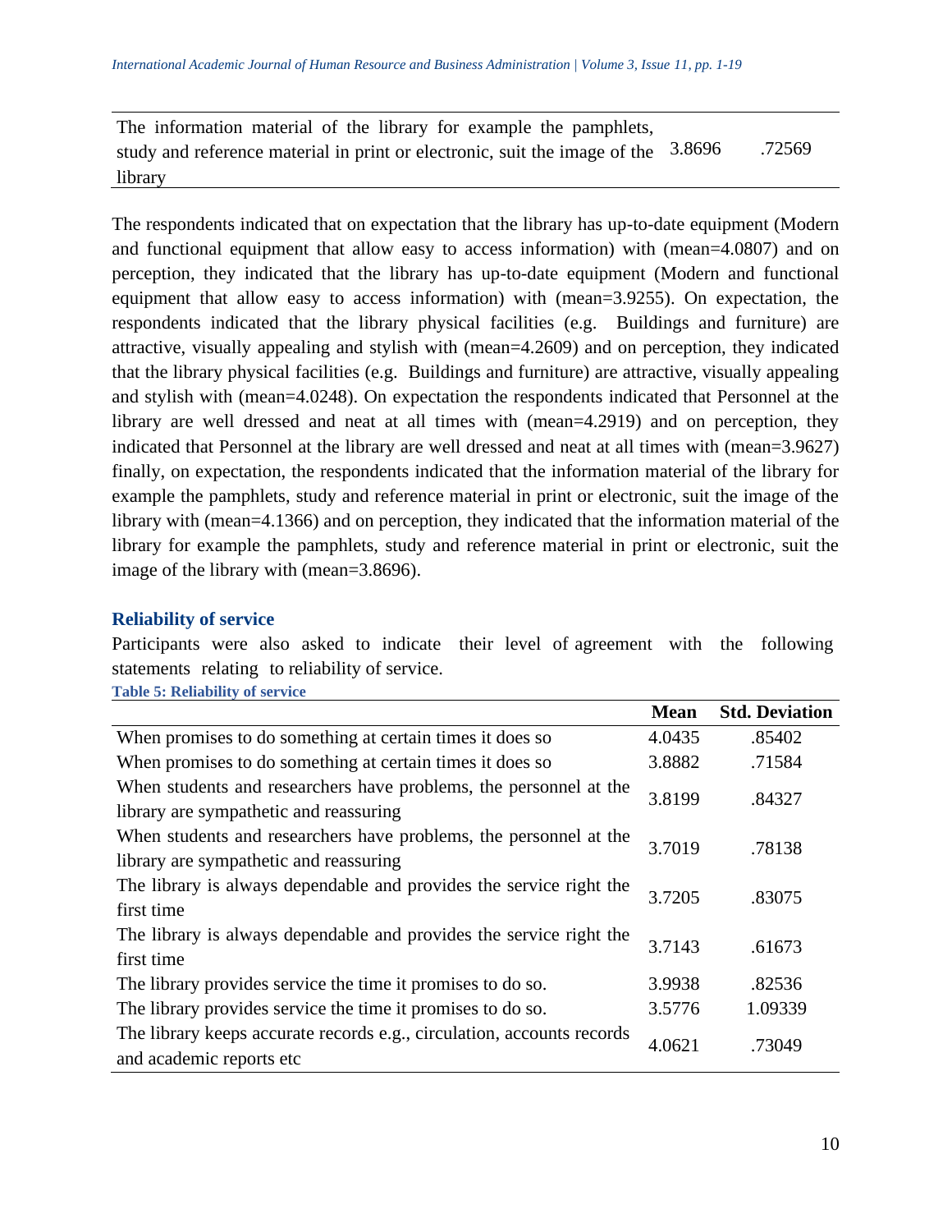| | | |
|---|---|---|
| The information material of the library for example the pamphlets, study and reference material in print or electronic, suit the image of the library | 3.8696 | .72569 |

The respondents indicated that on expectation that the library has up-to-date equipment (Modern and functional equipment that allow easy to access information) with (mean=4.0807) and on perception, they indicated that the library has up-to-date equipment (Modern and functional equipment that allow easy to access information) with (mean=3.9255). On expectation, the respondents indicated that the library physical facilities (e.g. Buildings and furniture) are attractive, visually appealing and stylish with (mean=4.2609) and on perception, they indicated that the library physical facilities (e.g. Buildings and furniture) are attractive, visually appealing and stylish with (mean=4.0248). On expectation the respondents indicated that Personnel at the library are well dressed and neat at all times with (mean=4.2919) and on perception, they indicated that Personnel at the library are well dressed and neat at all times with (mean=3.9627) finally, on expectation, the respondents indicated that the information material of the library for example the pamphlets, study and reference material in print or electronic, suit the image of the library with (mean=4.1366) and on perception, they indicated that the information material of the library for example the pamphlets, study and reference material in print or electronic, suit the image of the library with (mean=3.8696).

### Reliability of service

Participants were also asked to indicate their level of agreement with the following statements relating to reliability of service.

**Table 5: Reliability of service**

| | Mean | Std. Deviation |
|---|---|---|
| When promises to do something at certain times it does so | 4.0435 | .85402 |
| When promises to do something at certain times it does so | 3.8882 | .71584 |
| When students and researchers have problems, the personnel at the library are sympathetic and reassuring | 3.8199 | .84327 |
| When students and researchers have problems, the personnel at the library are sympathetic and reassuring | 3.7019 | .78138 |
| The library is always dependable and provides the service right the first time | 3.7205 | .83075 |
| The library is always dependable and provides the service right the first time | 3.7143 | .61673 |
| The library provides service the time it promises to do so. | 3.9938 | .82536 |
| The library provides service the time it promises to do so. | 3.5776 | 1.09339 |
| The library keeps accurate records e.g., circulation, accounts records and academic reports etc | 4.0621 | .73049 |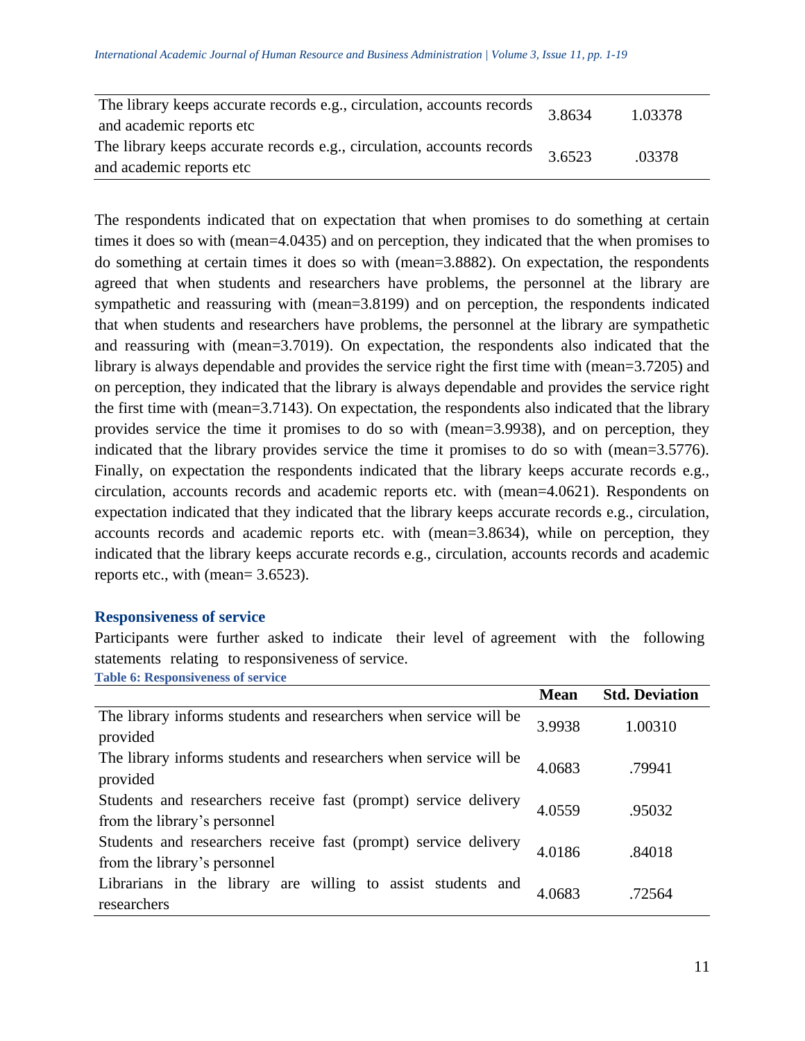| | | |
|---|---|---|
| The library keeps accurate records e.g., circulation, accounts records and academic reports etc | 3.8634 | 1.03378 |
| The library keeps accurate records e.g., circulation, accounts records and academic reports etc | 3.6523 | .03378 |

The respondents indicated that on expectation that when promises to do something at certain times it does so with (mean=4.0435) and on perception, they indicated that the when promises to do something at certain times it does so with (mean=3.8882). On expectation, the respondents agreed that when students and researchers have problems, the personnel at the library are sympathetic and reassuring with (mean=3.8199) and on perception, the respondents indicated that when students and researchers have problems, the personnel at the library are sympathetic and reassuring with (mean=3.7019). On expectation, the respondents also indicated that the library is always dependable and provides the service right the first time with (mean=3.7205) and on perception, they indicated that the library is always dependable and provides the service right the first time with (mean=3.7143). On expectation, the respondents also indicated that the library provides service the time it promises to do so with (mean=3.9938), and on perception, they indicated that the library provides service the time it promises to do so with (mean=3.5776). Finally, on expectation the respondents indicated that the library keeps accurate records e.g., circulation, accounts records and academic reports etc. with (mean=4.0621). Respondents on expectation indicated that they indicated that the library keeps accurate records e.g., circulation, accounts records and academic reports etc. with (mean=3.8634), while on perception, they indicated that the library keeps accurate records e.g., circulation, accounts records and academic reports etc., with (mean= 3.6523).

### Responsiveness of service

Participants were further asked to indicate their level of agreement with the following statements relating to responsiveness of service.

**Table 6: Responsiveness of service**

| | Mean | Std. Deviation |
|---|---|---|
| The library informs students and researchers when service will be provided | 3.9938 | 1.00310 |
| The library informs students and researchers when service will be provided | 4.0683 | .79941 |
| Students and researchers receive fast (prompt) service delivery from the library's personnel | 4.0559 | .95032 |
| Students and researchers receive fast (prompt) service delivery from the library's personnel | 4.0186 | .84018 |
| Librarians in the library are willing to assist students and researchers | 4.0683 | .72564 |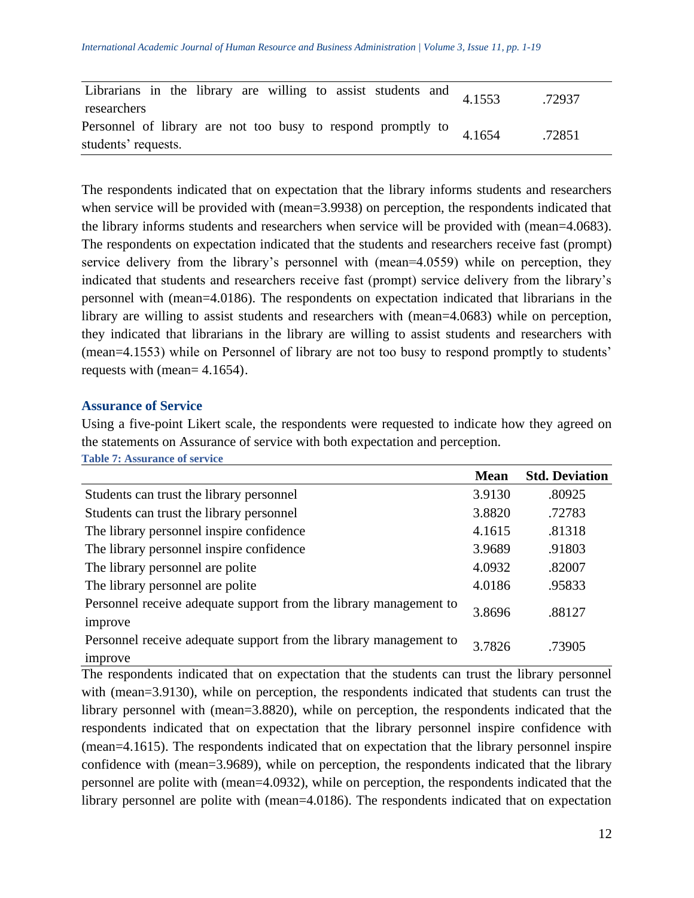| | | |
|---|---|---|
| Librarians in the library are willing to assist students and researchers | 4.1553 | .72937 |
| Personnel of library are not too busy to respond promptly to students' requests. | 4.1654 | .72851 |

The respondents indicated that on expectation that the library informs students and researchers when service will be provided with (mean=3.9938) on perception, the respondents indicated that the library informs students and researchers when service will be provided with (mean=4.0683). The respondents on expectation indicated that the students and researchers receive fast (prompt) service delivery from the library's personnel with (mean=4.0559) while on perception, they indicated that students and researchers receive fast (prompt) service delivery from the library's personnel with (mean=4.0186). The respondents on expectation indicated that librarians in the library are willing to assist students and researchers with (mean=4.0683) while on perception, they indicated that librarians in the library are willing to assist students and researchers with (mean=4.1553) while on Personnel of library are not too busy to respond promptly to students' requests with (mean= 4.1654).

### Assurance of Service

Using a five-point Likert scale, the respondents were requested to indicate how they agreed on the statements on Assurance of service with both expectation and perception.

**Table 7: Assurance of service**

| | Mean | Std. Deviation |
|---|---|---|
| Students can trust the library personnel | 3.9130 | .80925 |
| Students can trust the library personnel | 3.8820 | .72783 |
| The library personnel inspire confidence | 4.1615 | .81318 |
| The library personnel inspire confidence | 3.9689 | .91803 |
| The library personnel are polite | 4.0932 | .82007 |
| The library personnel are polite | 4.0186 | .95833 |
| Personnel receive adequate support from the library management to improve | 3.8696 | .88127 |
| Personnel receive adequate support from the library management to improve | 3.7826 | .73905 |

The respondents indicated that on expectation that the students can trust the library personnel with (mean=3.9130), while on perception, the respondents indicated that students can trust the library personnel with (mean=3.8820), while on perception, the respondents indicated that the respondents indicated that on expectation that the library personnel inspire confidence with (mean=4.1615). The respondents indicated that on expectation that the library personnel inspire confidence with (mean=3.9689), while on perception, the respondents indicated that the library personnel are polite with (mean=4.0932), while on perception, the respondents indicated that the library personnel are polite with (mean=4.0186). The respondents indicated that on expectation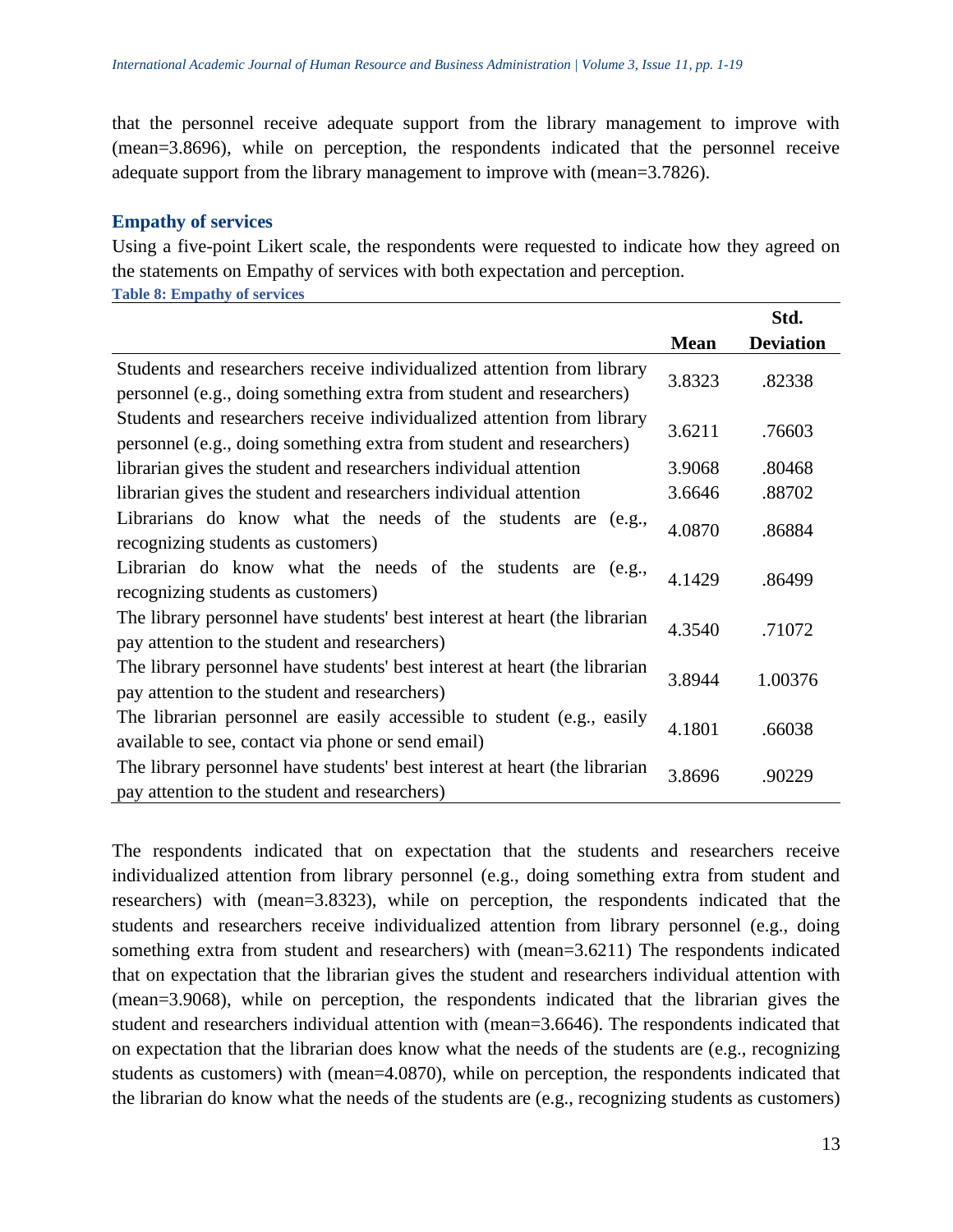that the personnel receive adequate support from the library management to improve with (mean=3.8696), while on perception, the respondents indicated that the personnel receive adequate support from the library management to improve with (mean=3.7826).

## Empathy of services

Using a five-point Likert scale, the respondents were requested to indicate how they agreed on the statements on Empathy of services with both expectation and perception.

**Table 8: Empathy of services**

| | Mean | Std. Deviation |
|---|---|---|
| Students and researchers receive individualized attention from library personnel (e.g., doing something extra from student and researchers) | 3.8323 | .82338 |
| Students and researchers receive individualized attention from library personnel (e.g., doing something extra from student and researchers) | 3.6211 | .76603 |
| librarian gives the student and researchers individual attention | 3.9068 | .80468 |
| librarian gives the student and researchers individual attention | 3.6646 | .88702 |
| Librarians do know what the needs of the students are (e.g., recognizing students as customers) | 4.0870 | .86884 |
| Librarian do know what the needs of the students are (e.g., recognizing students as customers) | 4.1429 | .86499 |
| The library personnel have students' best interest at heart (the librarian pay attention to the student and researchers) | 4.3540 | .71072 |
| The library personnel have students' best interest at heart (the librarian pay attention to the student and researchers) | 3.8944 | 1.00376 |
| The librarian personnel are easily accessible to student (e.g., easily available to see, contact via phone or send email) | 4.1801 | .66038 |
| The library personnel have students' best interest at heart (the librarian pay attention to the student and researchers) | 3.8696 | .90229 |

The respondents indicated that on expectation that the students and researchers receive individualized attention from library personnel (e.g., doing something extra from student and researchers) with (mean=3.8323), while on perception, the respondents indicated that the students and researchers receive individualized attention from library personnel (e.g., doing something extra from student and researchers) with (mean=3.6211) The respondents indicated that on expectation that the librarian gives the student and researchers individual attention with (mean=3.9068), while on perception, the respondents indicated that the librarian gives the student and researchers individual attention with (mean=3.6646). The respondents indicated that on expectation that the librarian does know what the needs of the students are (e.g., recognizing students as customers) with (mean=4.0870), while on perception, the respondents indicated that the librarian do know what the needs of the students are (e.g., recognizing students as customers)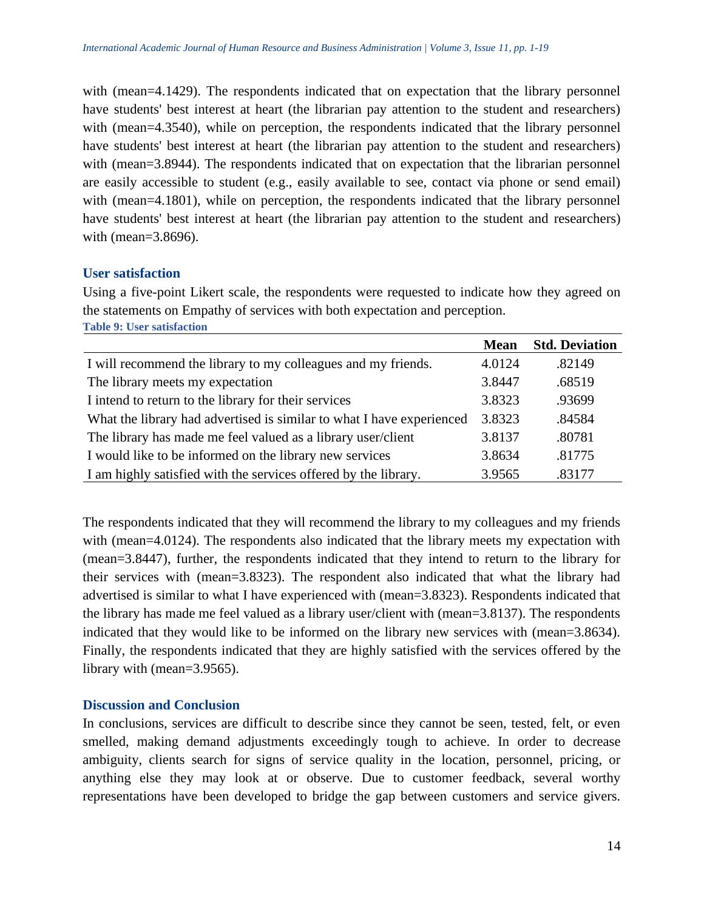with (mean=4.1429). The respondents indicated that on expectation that the library personnel have students' best interest at heart (the librarian pay attention to the student and researchers) with (mean=4.3540), while on perception, the respondents indicated that the library personnel have students' best interest at heart (the librarian pay attention to the student and researchers) with (mean=3.8944). The respondents indicated that on expectation that the librarian personnel are easily accessible to student (e.g., easily available to see, contact via phone or send email) with (mean=4.1801), while on perception, the respondents indicated that the library personnel have students' best interest at heart (the librarian pay attention to the student and researchers) with (mean=3.8696).

## User satisfaction

Using a five-point Likert scale, the respondents were requested to indicate how they agreed on the statements on Empathy of services with both expectation and perception.

**Table 9: User satisfaction**

| | Mean | Std. Deviation |
|---|---|---|
| I will recommend the library to my colleagues and my friends. | 4.0124 | .82149 |
| The library meets my expectation | 3.8447 | .68519 |
| I intend to return to the library for their services | 3.8323 | .93699 |
| What the library had advertised is similar to what I have experienced | 3.8323 | .84584 |
| The library has made me feel valued as a library user/client | 3.8137 | .80781 |
| I would like to be informed on the library new services | 3.8634 | .81775 |
| I am highly satisfied with the services offered by the library. | 3.9565 | .83177 |

The respondents indicated that they will recommend the library to my colleagues and my friends with (mean=4.0124). The respondents also indicated that the library meets my expectation with (mean=3.8447), further, the respondents indicated that they intend to return to the library for their services with (mean=3.8323). The respondent also indicated that what the library had advertised is similar to what I have experienced with (mean=3.8323). Respondents indicated that the library has made me feel valued as a library user/client with (mean=3.8137). The respondents indicated that they would like to be informed on the library new services with (mean=3.8634). Finally, the respondents indicated that they are highly satisfied with the services offered by the library with (mean=3.9565).

## Discussion and Conclusion

In conclusions, services are difficult to describe since they cannot be seen, tested, felt, or even smelled, making demand adjustments exceedingly tough to achieve. In order to decrease ambiguity, clients search for signs of service quality in the location, personnel, pricing, or anything else they may look at or observe. Due to customer feedback, several worthy representations have been developed to bridge the gap between customers and service givers.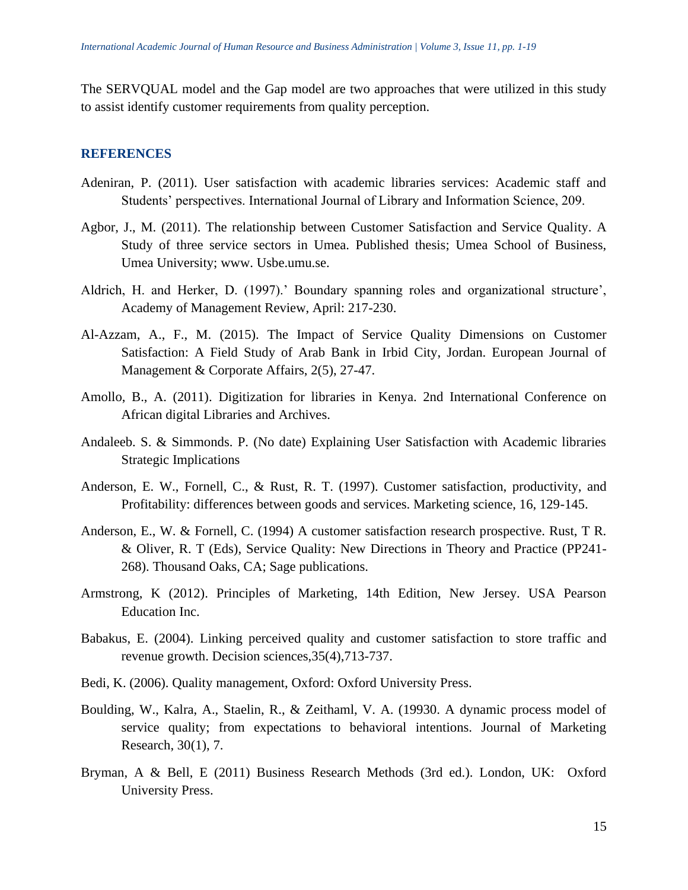The SERVQUAL model and the Gap model are two approaches that were utilized in this study to assist identify customer requirements from quality perception.

## REFERENCES

Adeniran, P. (2011). User satisfaction with academic libraries services: Academic staff and Students' perspectives. International Journal of Library and Information Science, 209.

Agbor, J., M. (2011). The relationship between Customer Satisfaction and Service Quality. A Study of three service sectors in Umea. Published thesis; Umea School of Business, Umea University; www. Usbe.umu.se.

Aldrich, H. and Herker, D. (1997).' Boundary spanning roles and organizational structure', Academy of Management Review, April: 217-230.

Al-Azzam, A., F., M. (2015). The Impact of Service Quality Dimensions on Customer Satisfaction: A Field Study of Arab Bank in Irbid City, Jordan. European Journal of Management & Corporate Affairs, 2(5), 27-47.

Amollo, B., A. (2011). Digitization for libraries in Kenya. 2nd International Conference on African digital Libraries and Archives.

Andaleeb. S. & Simmonds. P. (No date) Explaining User Satisfaction with Academic libraries Strategic Implications

Anderson, E. W., Fornell, C., & Rust, R. T. (1997). Customer satisfaction, productivity, and Profitability: differences between goods and services. Marketing science, 16, 129-145.

Anderson, E., W. & Fornell, C. (1994) A customer satisfaction research prospective. Rust, T R. & Oliver, R. T (Eds), Service Quality: New Directions in Theory and Practice (PP241-268). Thousand Oaks, CA; Sage publications.

Armstrong, K (2012). Principles of Marketing, 14th Edition, New Jersey. USA Pearson Education Inc.

Babakus, E. (2004). Linking perceived quality and customer satisfaction to store traffic and revenue growth. Decision sciences,35(4),713-737.

Bedi, K. (2006). Quality management, Oxford: Oxford University Press.

Boulding, W., Kalra, A., Staelin, R., & Zeithaml, V. A. (19930. A dynamic process model of service quality; from expectations to behavioral intentions. Journal of Marketing Research, 30(1), 7.

Bryman, A & Bell, E (2011) Business Research Methods (3rd ed.). London, UK: Oxford University Press.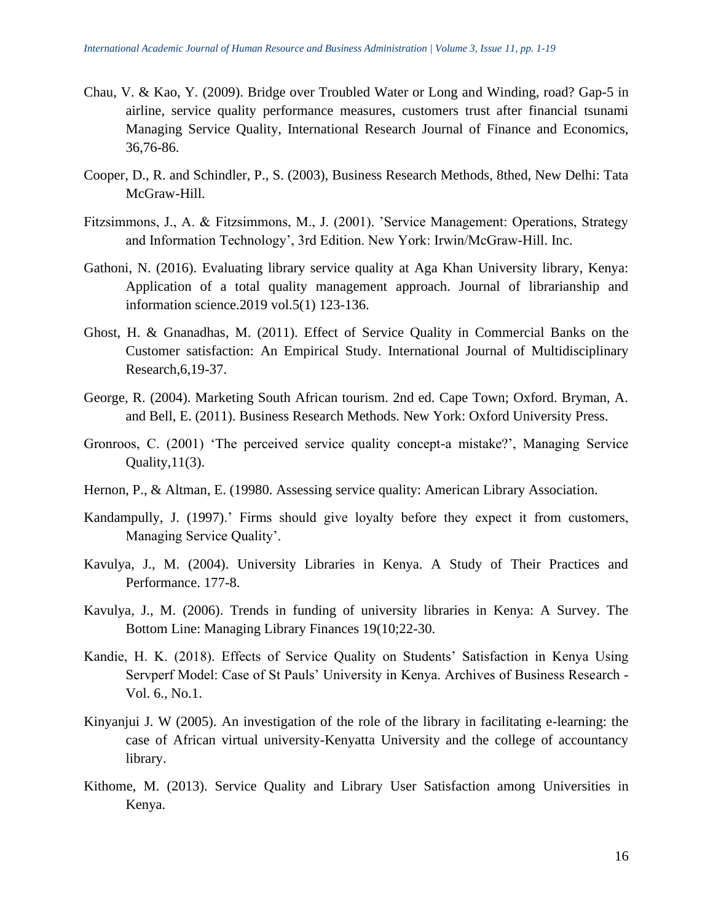Chau, V. & Kao, Y. (2009). Bridge over Troubled Water or Long and Winding, road? Gap-5 in airline, service quality performance measures, customers trust after financial tsunami Managing Service Quality, International Research Journal of Finance and Economics, 36,76-86.

Cooper, D., R. and Schindler, P., S. (2003), Business Research Methods, 8thed, New Delhi: Tata McGraw-Hill.

Fitzsimmons, J., A. & Fitzsimmons, M., J. (2001). 'Service Management: Operations, Strategy and Information Technology', 3rd Edition. New York: Irwin/McGraw-Hill. Inc.

Gathoni, N. (2016). Evaluating library service quality at Aga Khan University library, Kenya: Application of a total quality management approach. Journal of librarianship and information science.2019 vol.5(1) 123-136.

Ghost, H. & Gnanadhas, M. (2011). Effect of Service Quality in Commercial Banks on the Customer satisfaction: An Empirical Study. International Journal of Multidisciplinary Research,6,19-37.

George, R. (2004). Marketing South African tourism. 2nd ed. Cape Town; Oxford. Bryman, A. and Bell, E. (2011). Business Research Methods. New York: Oxford University Press.

Gronroos, C. (2001) 'The perceived service quality concept-a mistake?', Managing Service Quality,11(3).

Hernon, P., & Altman, E. (19980. Assessing service quality: American Library Association.

Kandampully, J. (1997).' Firms should give loyalty before they expect it from customers, Managing Service Quality'.

Kavulya, J., M. (2004). University Libraries in Kenya. A Study of Their Practices and Performance. 177-8.

Kavulya, J., M. (2006). Trends in funding of university libraries in Kenya: A Survey. The Bottom Line: Managing Library Finances 19(10;22-30.

Kandie, H. K. (2018). Effects of Service Quality on Students' Satisfaction in Kenya Using Servperf Model: Case of St Pauls' University in Kenya. Archives of Business Research - Vol. 6., No.1.

Kinyanjui J. W (2005). An investigation of the role of the library in facilitating e-learning: the case of African virtual university-Kenyatta University and the college of accountancy library.

Kithome, M. (2013). Service Quality and Library User Satisfaction among Universities in Kenya.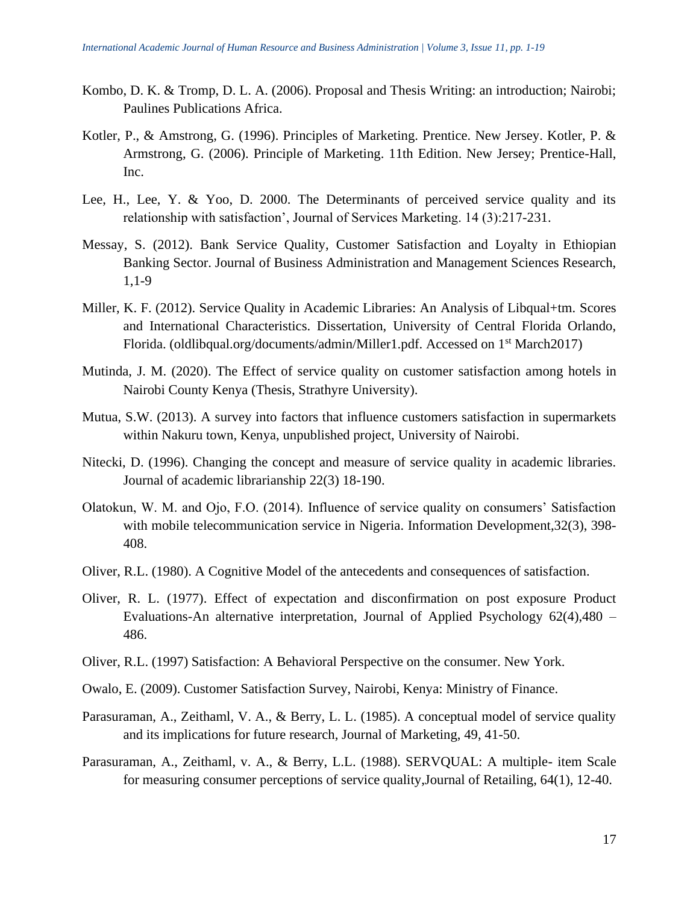Kombo, D. K. & Tromp, D. L. A. (2006). Proposal and Thesis Writing: an introduction; Nairobi; Paulines Publications Africa.

Kotler, P., & Amstrong, G. (1996). Principles of Marketing. Prentice. New Jersey. Kotler, P. & Armstrong, G. (2006). Principle of Marketing. 11th Edition. New Jersey; Prentice-Hall, Inc.

Lee, H., Lee, Y. & Yoo, D. 2000. The Determinants of perceived service quality and its relationship with satisfaction', Journal of Services Marketing. 14 (3):217-231.

Messay, S. (2012). Bank Service Quality, Customer Satisfaction and Loyalty in Ethiopian Banking Sector. Journal of Business Administration and Management Sciences Research, 1,1-9

Miller, K. F. (2012). Service Quality in Academic Libraries: An Analysis of Libqual+tm. Scores and International Characteristics. Dissertation, University of Central Florida Orlando, Florida. (oldlibqual.org/documents/admin/Miller1.pdf. Accessed on 1st March2017)

Mutinda, J. M. (2020). The Effect of service quality on customer satisfaction among hotels in Nairobi County Kenya (Thesis, Strathyre University).

Mutua, S.W. (2013). A survey into factors that influence customers satisfaction in supermarkets within Nakuru town, Kenya, unpublished project, University of Nairobi.

Nitecki, D. (1996). Changing the concept and measure of service quality in academic libraries. Journal of academic librarianship 22(3) 18-190.

Olatokun, W. M. and Ojo, F.O. (2014). Influence of service quality on consumers' Satisfaction with mobile telecommunication service in Nigeria. Information Development,32(3), 398-408.

Oliver, R.L. (1980). A Cognitive Model of the antecedents and consequences of satisfaction.

Oliver, R. L. (1977). Effect of expectation and disconfirmation on post exposure Product Evaluations-An alternative interpretation, Journal of Applied Psychology 62(4),480 – 486.

Oliver, R.L. (1997) Satisfaction: A Behavioral Perspective on the consumer. New York.

Owalo, E. (2009). Customer Satisfaction Survey, Nairobi, Kenya: Ministry of Finance.

Parasuraman, A., Zeithaml, V. A., & Berry, L. L. (1985). A conceptual model of service quality and its implications for future research, Journal of Marketing, 49, 41-50.

Parasuraman, A., Zeithaml, v. A., & Berry, L.L. (1988). SERVQUAL: A multiple- item Scale for measuring consumer perceptions of service quality,Journal of Retailing, 64(1), 12-40.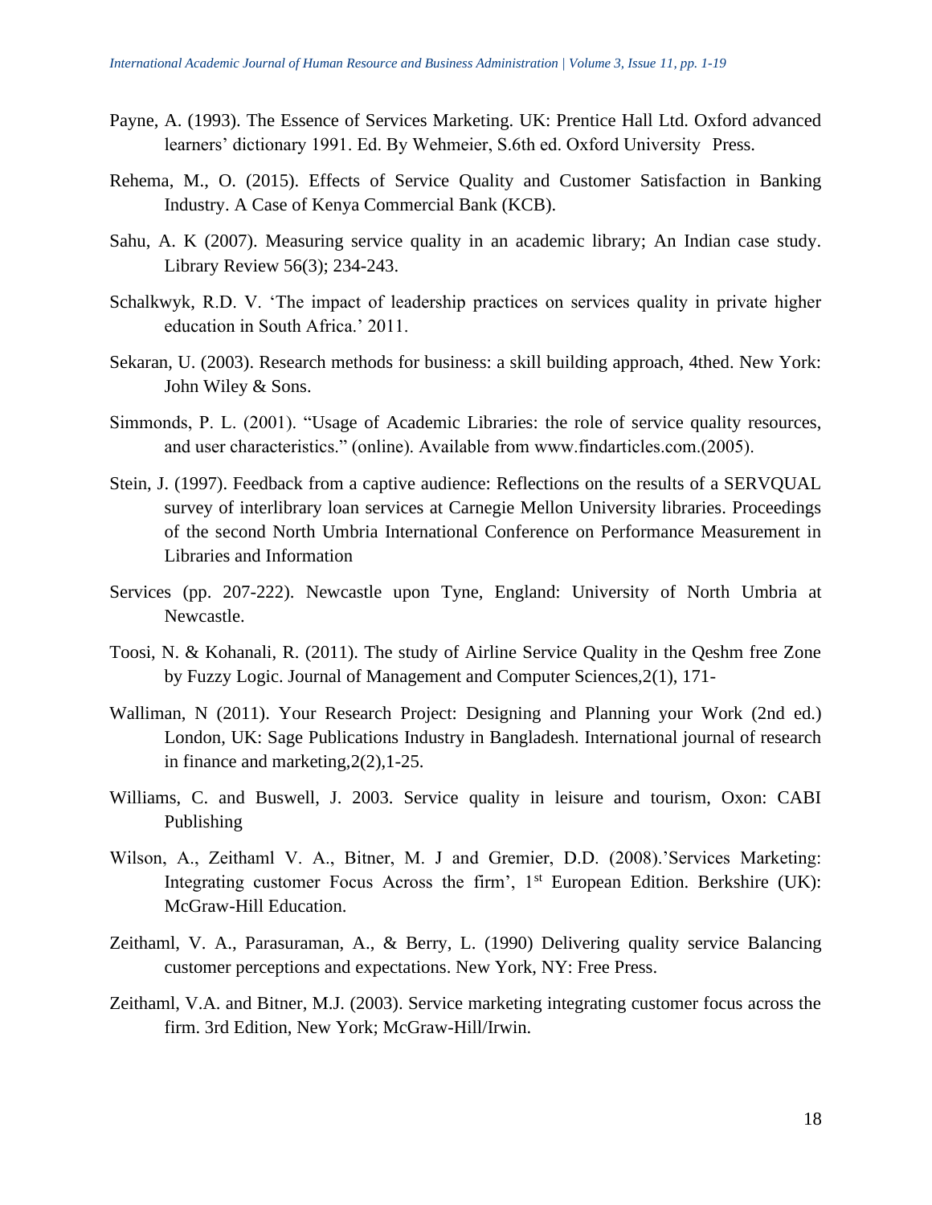Payne, A. (1993). The Essence of Services Marketing. UK: Prentice Hall Ltd. Oxford advanced learners' dictionary 1991. Ed. By Wehmeier, S.6th ed. Oxford University Press.

Rehema, M., O. (2015). Effects of Service Quality and Customer Satisfaction in Banking Industry. A Case of Kenya Commercial Bank (KCB).

Sahu, A. K (2007). Measuring service quality in an academic library; An Indian case study. Library Review 56(3); 234-243.

Schalkwyk, R.D. V. 'The impact of leadership practices on services quality in private higher education in South Africa.' 2011.

Sekaran, U. (2003). Research methods for business: a skill building approach, 4thed. New York: John Wiley & Sons.

Simmonds, P. L. (2001). "Usage of Academic Libraries: the role of service quality resources, and user characteristics." (online). Available from www.findarticles.com.(2005).

Stein, J. (1997). Feedback from a captive audience: Reflections on the results of a SERVQUAL survey of interlibrary loan services at Carnegie Mellon University libraries. Proceedings of the second North Umbria International Conference on Performance Measurement in Libraries and Information

Services (pp. 207-222). Newcastle upon Tyne, England: University of North Umbria at Newcastle.

Toosi, N. & Kohanali, R. (2011). The study of Airline Service Quality in the Qeshm free Zone by Fuzzy Logic. Journal of Management and Computer Sciences,2(1), 171-

Walliman, N (2011). Your Research Project: Designing and Planning your Work (2nd ed.) London, UK: Sage Publications Industry in Bangladesh. International journal of research in finance and marketing,2(2),1-25.

Williams, C. and Buswell, J. 2003. Service quality in leisure and tourism, Oxon: CABI Publishing

Wilson, A., Zeithaml V. A., Bitner, M. J and Gremier, D.D. (2008).'Services Marketing: Integrating customer Focus Across the firm', 1st European Edition. Berkshire (UK): McGraw-Hill Education.

Zeithaml, V. A., Parasuraman, A., & Berry, L. (1990) Delivering quality service Balancing customer perceptions and expectations. New York, NY: Free Press.

Zeithaml, V.A. and Bitner, M.J. (2003). Service marketing integrating customer focus across the firm. 3rd Edition, New York; McGraw-Hill/Irwin.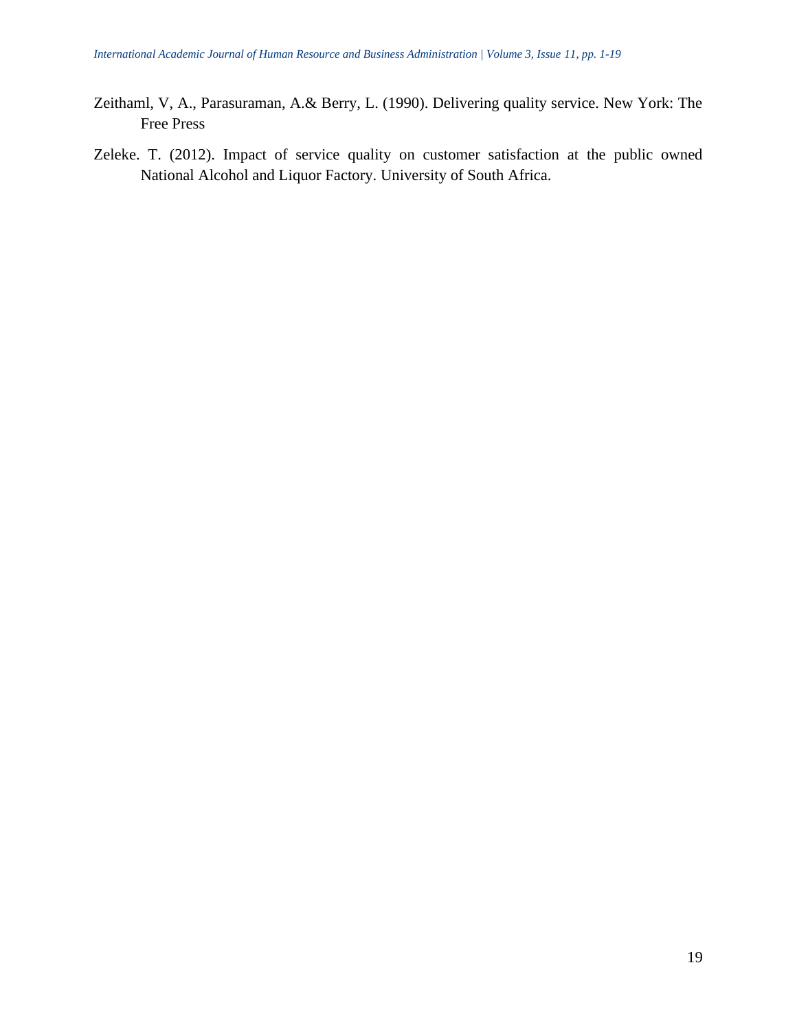Zeithaml, V, A., Parasuraman, A.& Berry, L. (1990). Delivering quality service. New York: The Free Press

Zeleke. T. (2012). Impact of service quality on customer satisfaction at the public owned National Alcohol and Liquor Factory. University of South Africa.